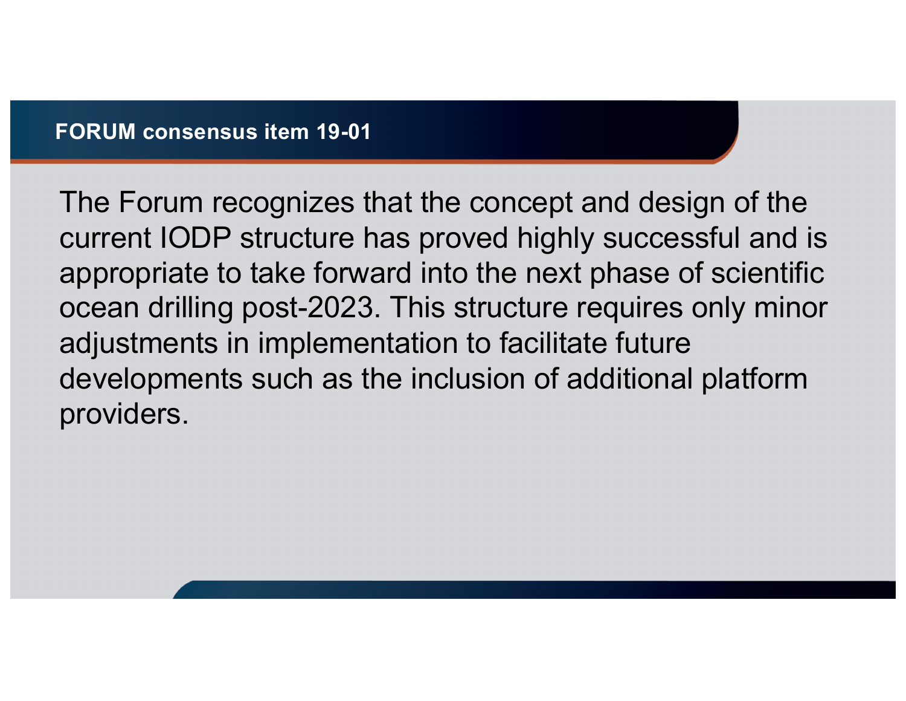## FORUM consensus item 19-01

The Forum recognizes that the concept and design of the current IODP structure has proved highly successful and is appropriate to take forward into the next phase of scientific ocean drilling post-2023. This structure requires only minor adjustments in implementation to facilitate future developments such as the inclusion of additional platform providers.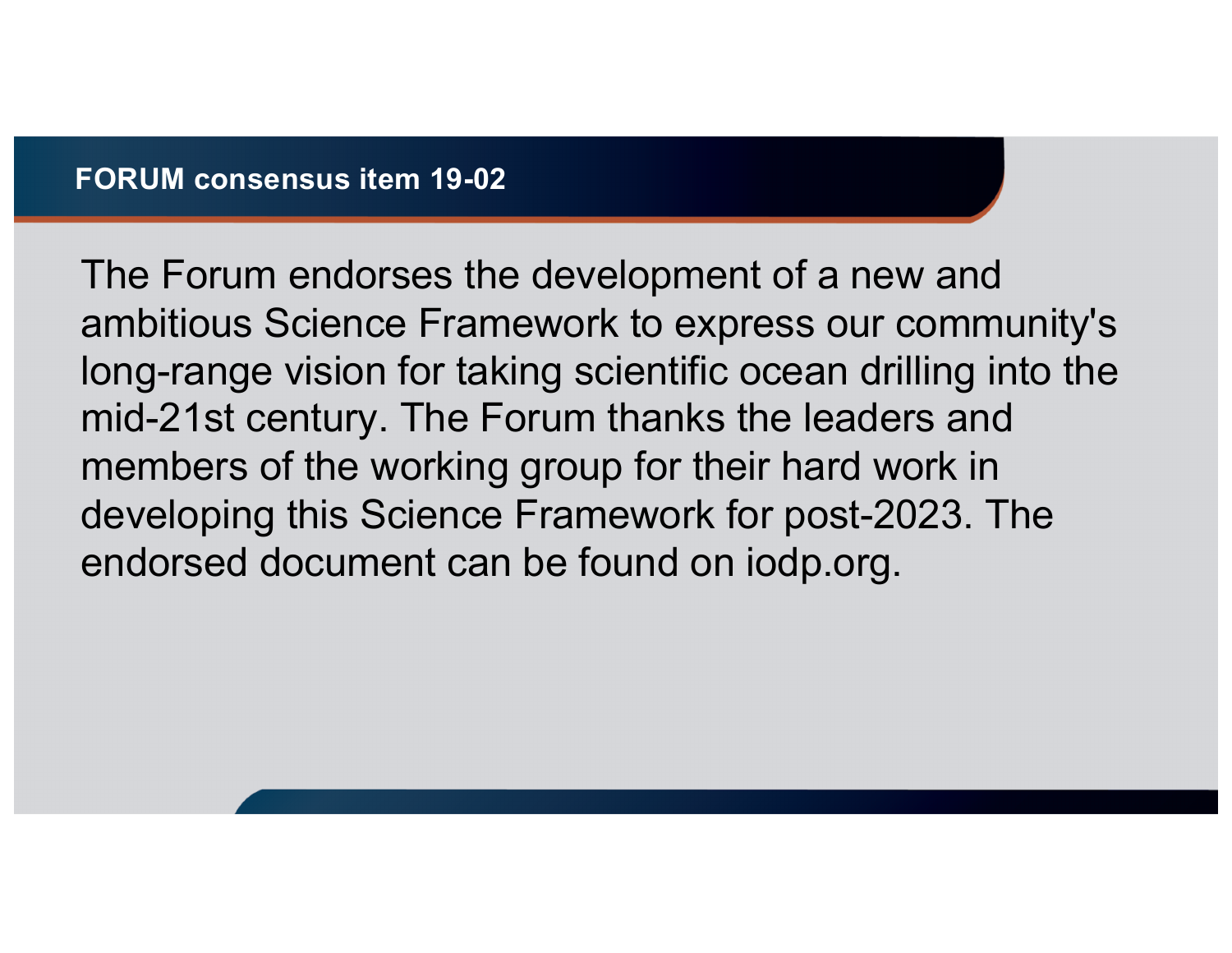## FORUM consensus item 19-02

The Forum endorses the development of a new and ambitious Science Framework to express our community's long-range vision for taking scientific ocean drilling into the mid-21st century. The Forum thanks the leaders and members of the working group for their hard work in developing this Science Framework for post-2023. The endorsed document can be found on iodp.org.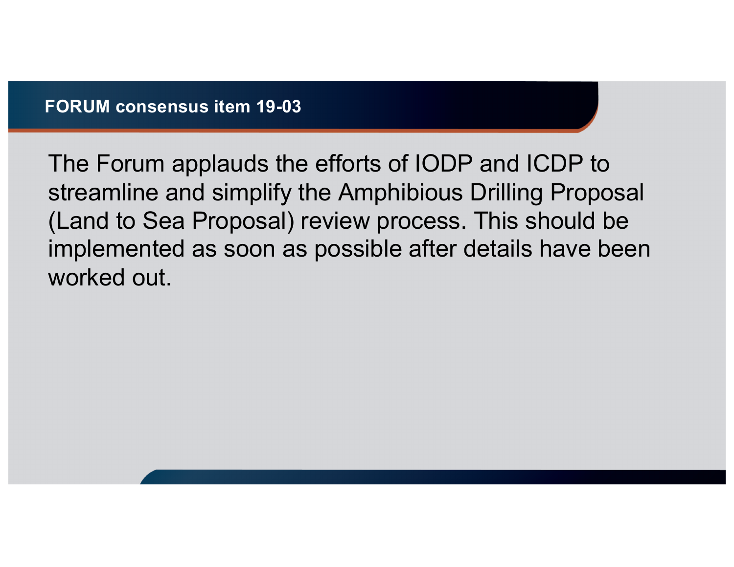## FORUM consensus item 19-03

The Forum applauds the efforts of IODP and ICDP to streamline and simplify the Amphibious Drilling Proposal (Land to Sea Proposal) review process. This should be implemented as soon as possible after details have been worked out.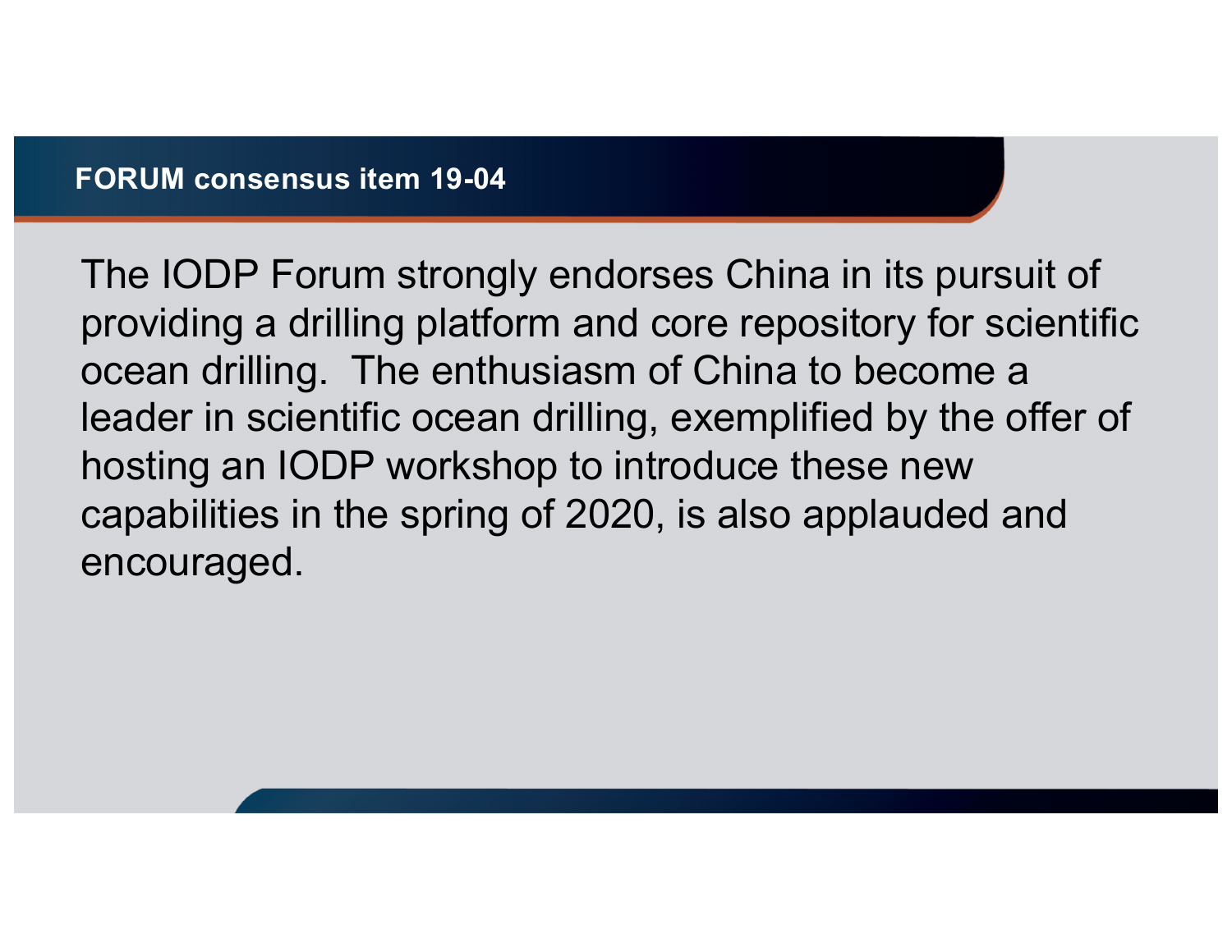## FORUM consensus item 19-04

The IODP Forum strongly endorses China in its pursuit of providing a drilling platform and core repository for scientific ocean drilling. The enthusiasm of China to become a leader in scientific ocean drilling, exemplified by the offer of hosting an IODP workshop to introduce these new capabilities in the spring of 2020, is also applauded and encouraged.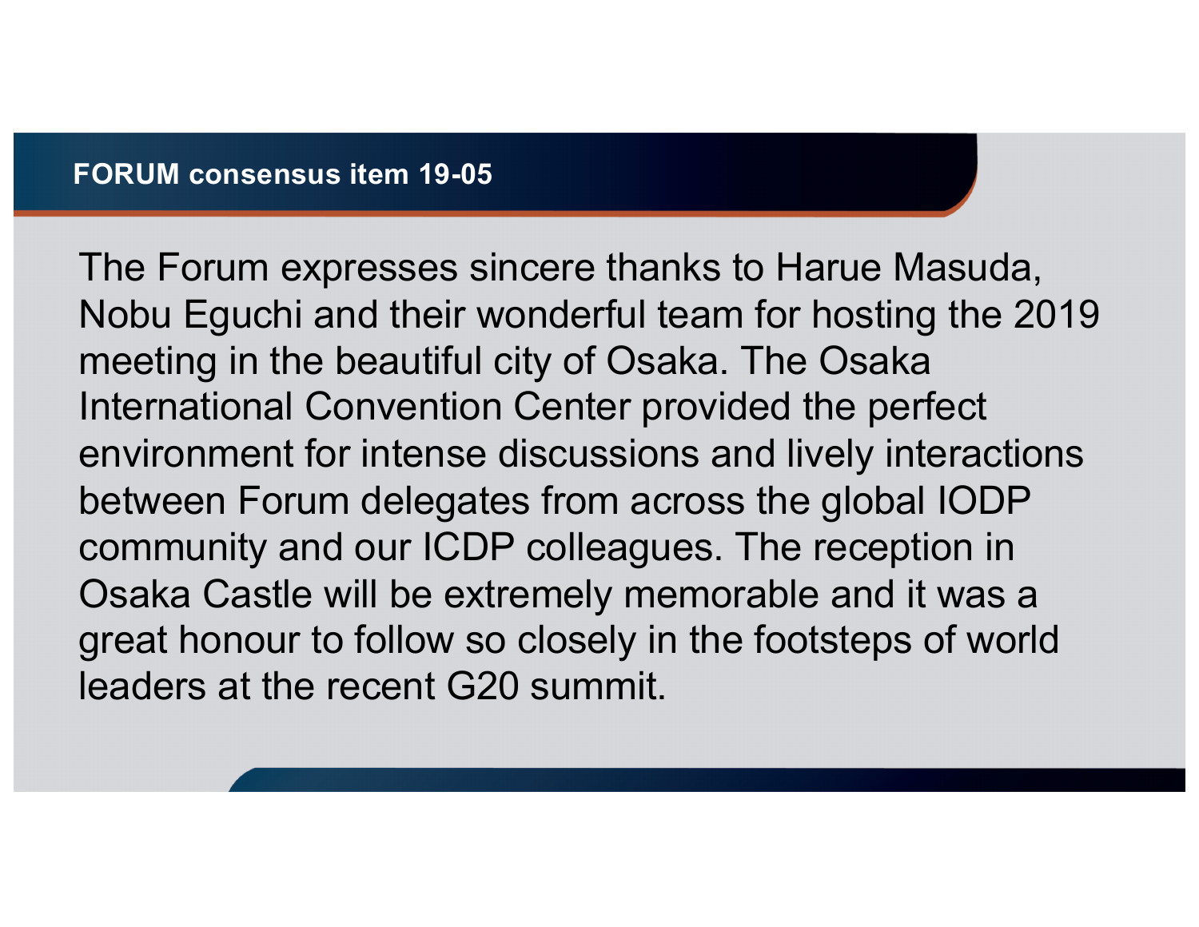## FORUM consensus item 19-05

The Forum expresses sincere thanks to Harue Masuda, Nobu Eguchi and their wonderful team for hosting the 2019 meeting in the beautiful city of Osaka. The Osaka International Convention Center provided the perfect environment for intense discussions and lively interactions between Forum delegates from across the global IODP community and our ICDP colleagues. The reception in Osaka Castle will be extremely memorable and it was a great honour to follow so closely in the footsteps of world leaders at the recent G20 summit.